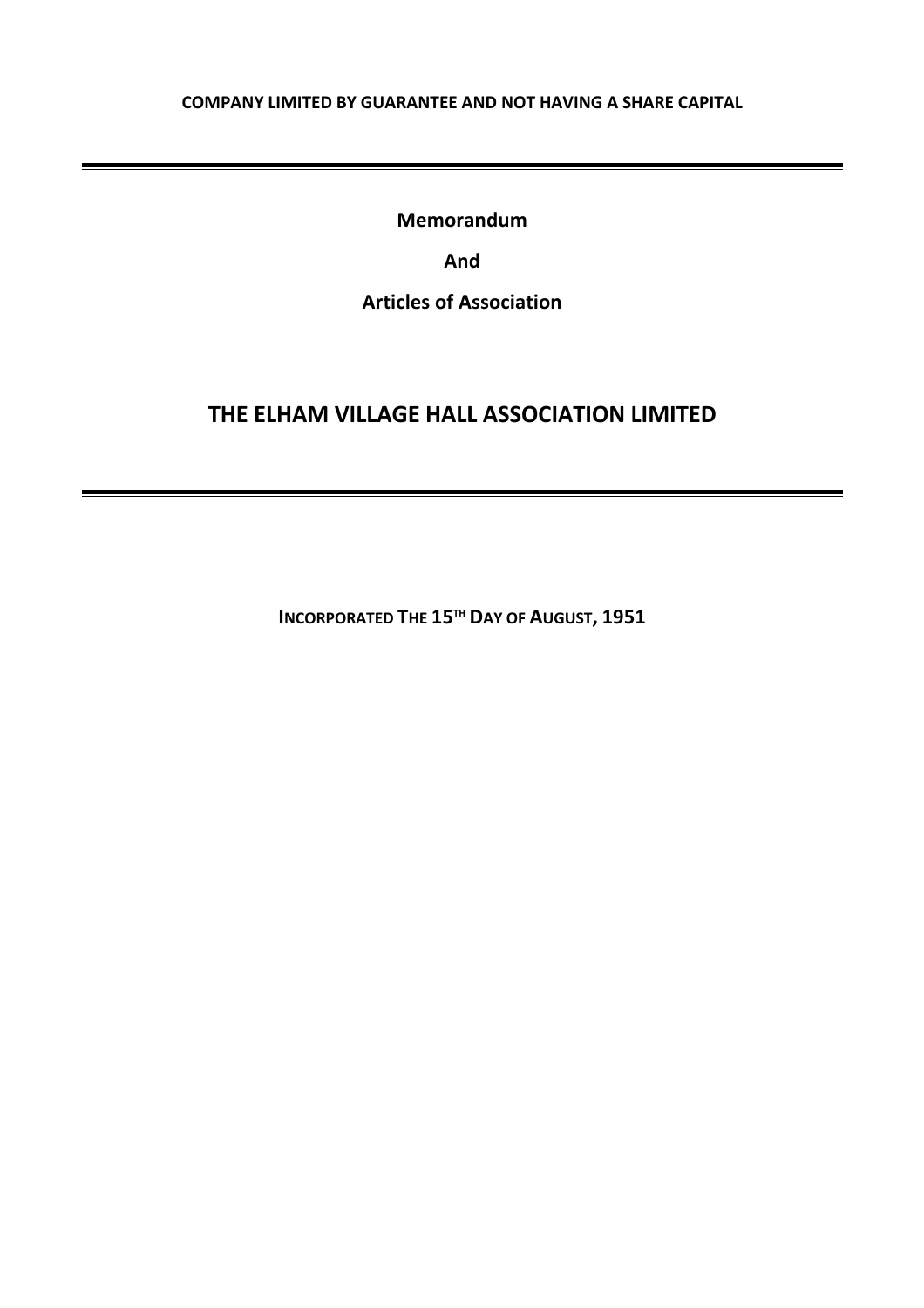**COMPANY LIMITED BY GUARANTEE AND NOT HAVING A SHARE CAPITAL**

---

**Memorandum**

**And**

**Articles of Association**

# THE ELHAM VILLAGE HALL ASSOCIATION LIMITED

---

**INCORPORATED THE 15TH DAY OF AUGUST, 1951**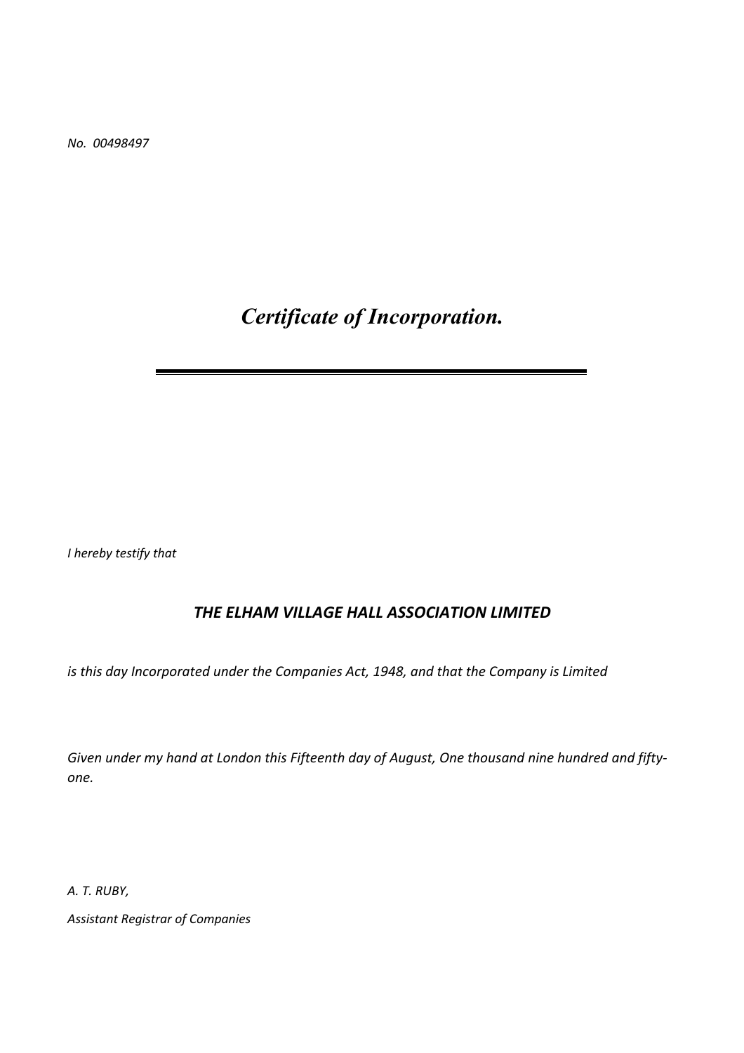*No. 00498497*

# *Certificate of Incorporation.*

---

*I hereby testify that*

***THE ELHAM VILLAGE HALL ASSOCIATION LIMITED***

*is this day Incorporated under the Companies Act, 1948, and that the Company is Limited*

*Given under my hand at London this Fifteenth day of August, One thousand nine hundred and fifty-one.*

*A. T. RUBY,*

*Assistant Registrar of Companies*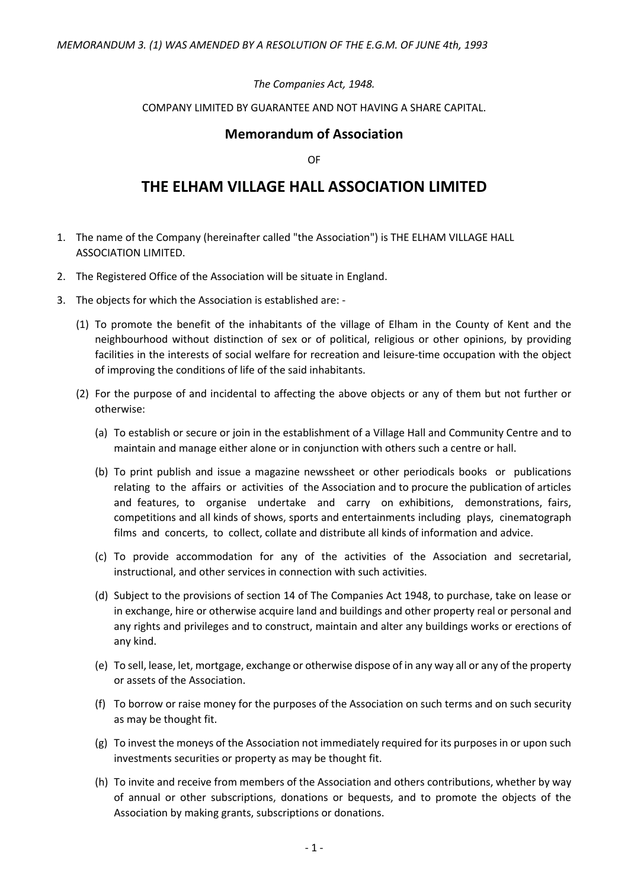*MEMORANDUM 3. (1) WAS AMENDED BY A RESOLUTION OF THE E.G.M. OF JUNE 4th, 1993*

*The Companies Act, 1948.*

COMPANY LIMITED BY GUARANTEE AND NOT HAVING A SHARE CAPITAL.

## Memorandum of Association

OF

# THE ELHAM VILLAGE HALL ASSOCIATION LIMITED

1. The name of the Company (hereinafter called "the Association") is THE ELHAM VILLAGE HALL ASSOCIATION LIMITED.

2. The Registered Office of the Association will be situate in England.

3. The objects for which the Association is established are: -

   (1) To promote the benefit of the inhabitants of the village of Elham in the County of Kent and the neighbourhood without distinction of sex or of political, religious or other opinions, by providing facilities in the interests of social welfare for recreation and leisure-time occupation with the object of improving the conditions of life of the said inhabitants.

   (2) For the purpose of and incidental to affecting the above objects or any of them but not further or otherwise:

      (a) To establish or secure or join in the establishment of a Village Hall and Community Centre and to maintain and manage either alone or in conjunction with others such a centre or hall.

      (b) To print publish and issue a magazine newssheet or other periodicals books or publications relating to the affairs or activities of the Association and to procure the publication of articles and features, to organise undertake and carry on exhibitions, demonstrations, fairs, competitions and all kinds of shows, sports and entertainments including plays, cinematograph films and concerts, to collect, collate and distribute all kinds of information and advice.

      (c) To provide accommodation for any of the activities of the Association and secretarial, instructional, and other services in connection with such activities.

      (d) Subject to the provisions of section 14 of The Companies Act 1948, to purchase, take on lease or in exchange, hire or otherwise acquire land and buildings and other property real or personal and any rights and privileges and to construct, maintain and alter any buildings works or erections of any kind.

      (e) To sell, lease, let, mortgage, exchange or otherwise dispose of in any way all or any of the property or assets of the Association.

      (f) To borrow or raise money for the purposes of the Association on such terms and on such security as may be thought fit.

      (g) To invest the moneys of the Association not immediately required for its purposes in or upon such investments securities or property as may be thought fit.

      (h) To invite and receive from members of the Association and others contributions, whether by way of annual or other subscriptions, donations or bequests, and to promote the objects of the Association by making grants, subscriptions or donations.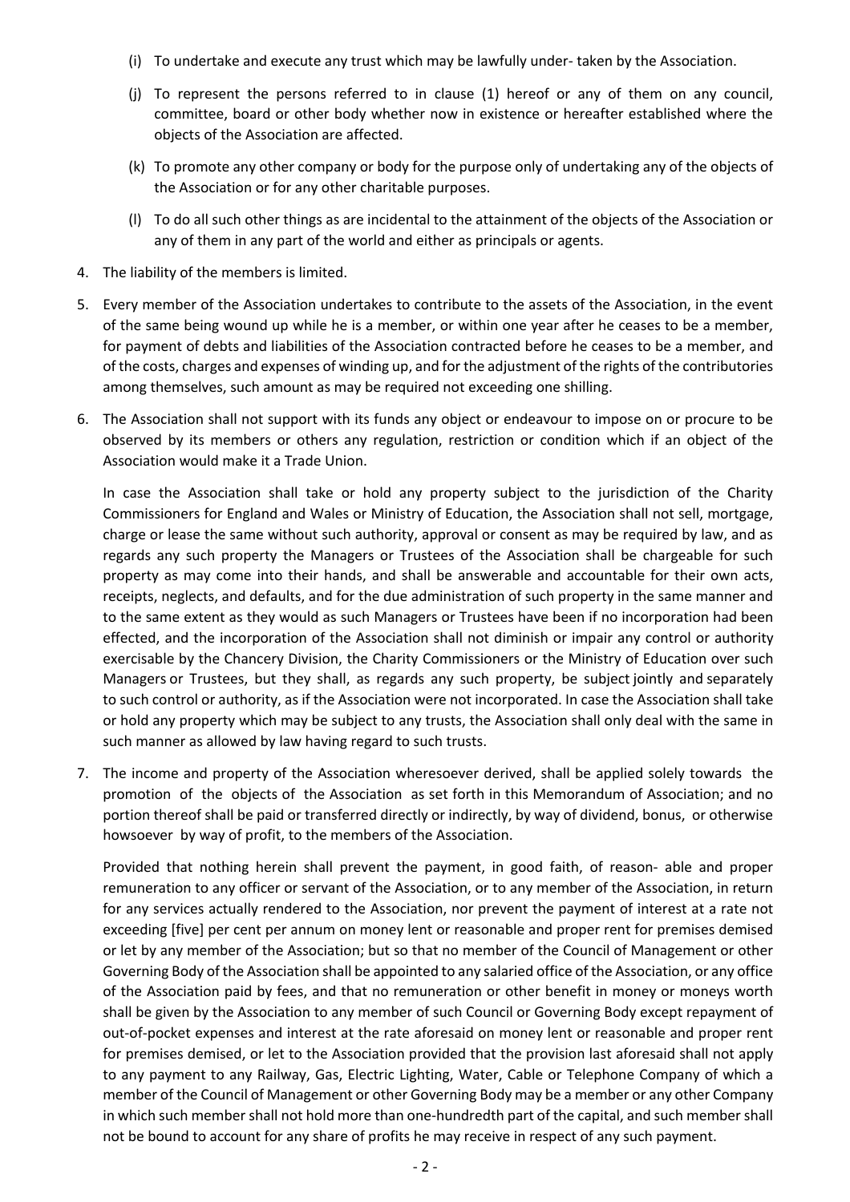(i) To undertake and execute any trust which may be lawfully under- taken by the Association.

(j) To represent the persons referred to in clause (1) hereof or any of them on any council, committee, board or other body whether now in existence or hereafter established where the objects of the Association are affected.

(k) To promote any other company or body for the purpose only of undertaking any of the objects of the Association or for any other charitable purposes.

(l) To do all such other things as are incidental to the attainment of the objects of the Association or any of them in any part of the world and either as principals or agents.

4. The liability of the members is limited.

5. Every member of the Association undertakes to contribute to the assets of the Association, in the event of the same being wound up while he is a member, or within one year after he ceases to be a member, for payment of debts and liabilities of the Association contracted before he ceases to be a member, and of the costs, charges and expenses of winding up, and for the adjustment of the rights of the contributories among themselves, such amount as may be required not exceeding one shilling.

6. The Association shall not support with its funds any object or endeavour to impose on or procure to be observed by its members or others any regulation, restriction or condition which if an object of the Association would make it a Trade Union.

   In case the Association shall take or hold any property subject to the jurisdiction of the Charity Commissioners for England and Wales or Ministry of Education, the Association shall not sell, mortgage, charge or lease the same without such authority, approval or consent as may be required by law, and as regards any such property the Managers or Trustees of the Association shall be chargeable for such property as may come into their hands, and shall be answerable and accountable for their own acts, receipts, neglects, and defaults, and for the due administration of such property in the same manner and to the same extent as they would as such Managers or Trustees have been if no incorporation had been effected, and the incorporation of the Association shall not diminish or impair any control or authority exercisable by the Chancery Division, the Charity Commissioners or the Ministry of Education over such Managers or Trustees, but they shall, as regards any such property, be subject jointly and separately to such control or authority, as if the Association were not incorporated. In case the Association shall take or hold any property which may be subject to any trusts, the Association shall only deal with the same in such manner as allowed by law having regard to such trusts.

7. The income and property of the Association wheresoever derived, shall be applied solely towards the promotion of the objects of the Association as set forth in this Memorandum of Association; and no portion thereof shall be paid or transferred directly or indirectly, by way of dividend, bonus, or otherwise howsoever by way of profit, to the members of the Association.

   Provided that nothing herein shall prevent the payment, in good faith, of reason- able and proper remuneration to any officer or servant of the Association, or to any member of the Association, in return for any services actually rendered to the Association, nor prevent the payment of interest at a rate not exceeding [five] per cent per annum on money lent or reasonable and proper rent for premises demised or let by any member of the Association; but so that no member of the Council of Management or other Governing Body of the Association shall be appointed to any salaried office of the Association, or any office of the Association paid by fees, and that no remuneration or other benefit in money or moneys worth shall be given by the Association to any member of such Council or Governing Body except repayment of out-of-pocket expenses and interest at the rate aforesaid on money lent or reasonable and proper rent for premises demised, or let to the Association provided that the provision last aforesaid shall not apply to any payment to any Railway, Gas, Electric Lighting, Water, Cable or Telephone Company of which a member of the Council of Management or other Governing Body may be a member or any other Company in which such member shall not hold more than one-hundredth part of the capital, and such member shall not be bound to account for any share of profits he may receive in respect of any such payment.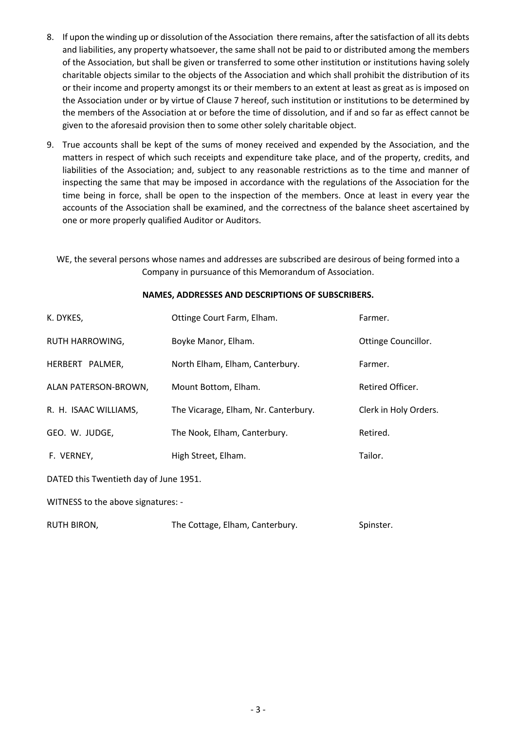8. If upon the winding up or dissolution of the Association there remains, after the satisfaction of all its debts and liabilities, any property whatsoever, the same shall not be paid to or distributed among the members of the Association, but shall be given or transferred to some other institution or institutions having solely charitable objects similar to the objects of the Association and which shall prohibit the distribution of its or their income and property amongst its or their members to an extent at least as great as is imposed on the Association under or by virtue of Clause 7 hereof, such institution or institutions to be determined by the members of the Association at or before the time of dissolution, and if and so far as effect cannot be given to the aforesaid provision then to some other solely charitable object.

9. True accounts shall be kept of the sums of money received and expended by the Association, and the matters in respect of which such receipts and expenditure take place, and of the property, credits, and liabilities of the Association; and, subject to any reasonable restrictions as to the time and manner of inspecting the same that may be imposed in accordance with the regulations of the Association for the time being in force, shall be open to the inspection of the members. Once at least in every year the accounts of the Association shall be examined, and the correctness of the balance sheet ascertained by one or more properly qualified Auditor or Auditors.

WE, the several persons whose names and addresses are subscribed are desirous of being formed into a Company in pursuance of this Memorandum of Association.

**NAMES, ADDRESSES AND DESCRIPTIONS OF SUBSCRIBERS.**

| | | |
|---|---|---|
| K. DYKES, | Ottinge Court Farm, Elham. | Farmer. |
| RUTH HARROWING, | Boyke Manor, Elham. | Ottinge Councillor. |
| HERBERT PALMER, | North Elham, Elham, Canterbury. | Farmer. |
| ALAN PATERSON-BROWN, | Mount Bottom, Elham. | Retired Officer. |
| R. H. ISAAC WILLIAMS, | The Vicarage, Elham, Nr. Canterbury. | Clerk in Holy Orders. |
| GEO. W. JUDGE, | The Nook, Elham, Canterbury. | Retired. |
| F. VERNEY, | High Street, Elham. | Tailor. |

DATED this Twentieth day of June 1951.

WITNESS to the above signatures: -

| | | |
|---|---|---|
| RUTH BIRON, | The Cottage, Elham, Canterbury. | Spinster. |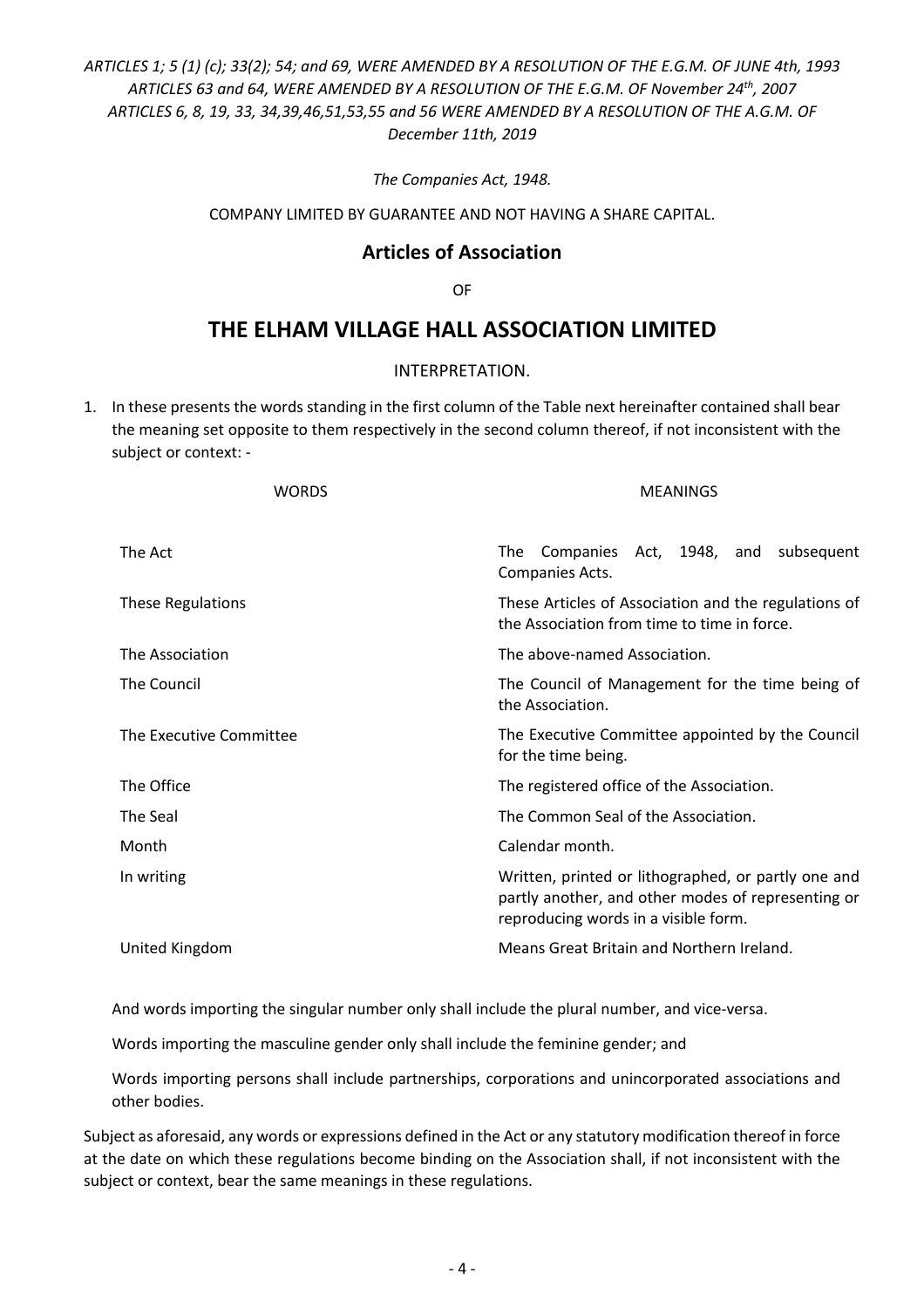*ARTICLES 1; 5 (1) (c); 33(2); 54; and 69, WERE AMENDED BY A RESOLUTION OF THE E.G.M. OF JUNE 4th, 1993*
*ARTICLES 63 and 64, WERE AMENDED BY A RESOLUTION OF THE E.G.M. OF November 24th, 2007*
*ARTICLES 6, 8, 19, 33, 34,39,46,51,53,55 and 56 WERE AMENDED BY A RESOLUTION OF THE A.G.M. OF December 11th, 2019*

*The Companies Act, 1948.*

COMPANY LIMITED BY GUARANTEE AND NOT HAVING A SHARE CAPITAL.

## Articles of Association

OF

# THE ELHAM VILLAGE HALL ASSOCIATION LIMITED

INTERPRETATION.

1. In these presents the words standing in the first column of the Table next hereinafter contained shall bear the meaning set opposite to them respectively in the second column thereof, if not inconsistent with the subject or context: -

| WORDS | MEANINGS |
|---|---|
| The Act | The Companies Act, 1948, and subsequent Companies Acts. |
| These Regulations | These Articles of Association and the regulations of the Association from time to time in force. |
| The Association | The above-named Association. |
| The Council | The Council of Management for the time being of the Association. |
| The Executive Committee | The Executive Committee appointed by the Council for the time being. |
| The Office | The registered office of the Association. |
| The Seal | The Common Seal of the Association. |
| Month | Calendar month. |
| In writing | Written, printed or lithographed, or partly one and partly another, and other modes of representing or reproducing words in a visible form. |
| United Kingdom | Means Great Britain and Northern Ireland. |

And words importing the singular number only shall include the plural number, and vice-versa.

Words importing the masculine gender only shall include the feminine gender; and

Words importing persons shall include partnerships, corporations and unincorporated associations and other bodies.

Subject as aforesaid, any words or expressions defined in the Act or any statutory modification thereof in force at the date on which these regulations become binding on the Association shall, if not inconsistent with the subject or context, bear the same meanings in these regulations.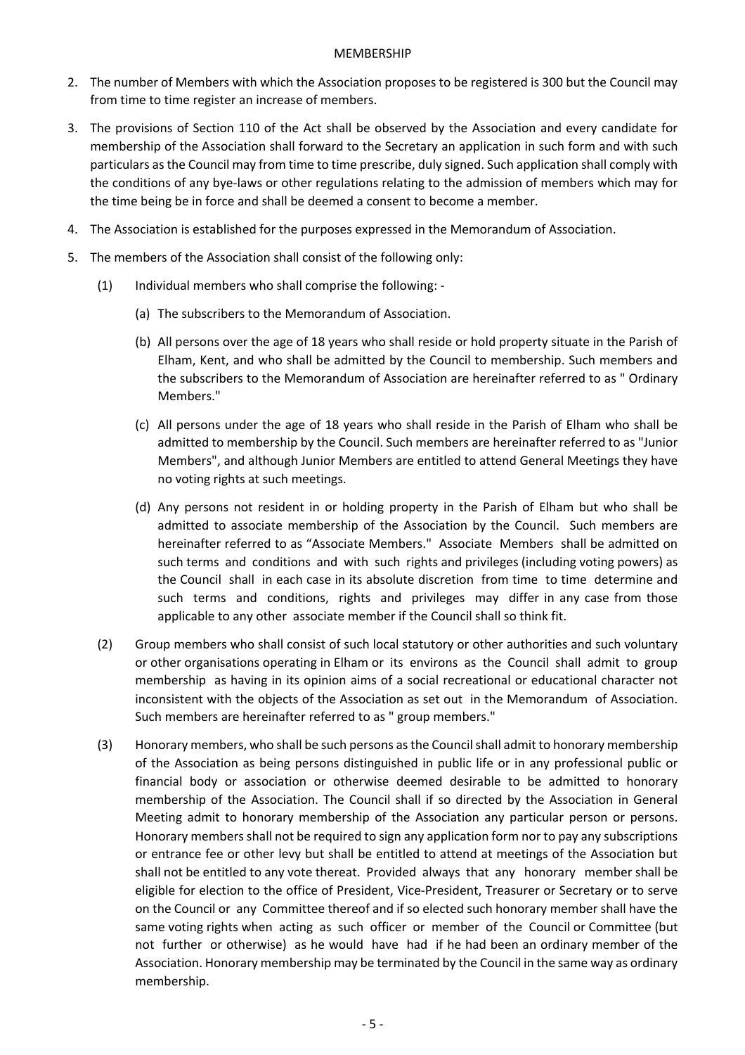## MEMBERSHIP

2. The number of Members with which the Association proposes to be registered is 300 but the Council may from time to time register an increase of members.

3. The provisions of Section 110 of the Act shall be observed by the Association and every candidate for membership of the Association shall forward to the Secretary an application in such form and with such particulars as the Council may from time to time prescribe, duly signed. Such application shall comply with the conditions of any bye-laws or other regulations relating to the admission of members which may for the time being be in force and shall be deemed a consent to become a member.

4. The Association is established for the purposes expressed in the Memorandum of Association.

5. The members of the Association shall consist of the following only:

   (1) Individual members who shall comprise the following: -

      (a) The subscribers to the Memorandum of Association.

      (b) All persons over the age of 18 years who shall reside or hold property situate in the Parish of Elham, Kent, and who shall be admitted by the Council to membership. Such members and the subscribers to the Memorandum of Association are hereinafter referred to as " Ordinary Members."

      (c) All persons under the age of 18 years who shall reside in the Parish of Elham who shall be admitted to membership by the Council. Such members are hereinafter referred to as "Junior Members", and although Junior Members are entitled to attend General Meetings they have no voting rights at such meetings.

      (d) Any persons not resident in or holding property in the Parish of Elham but who shall be admitted to associate membership of the Association by the Council. Such members are hereinafter referred to as "Associate Members." Associate Members shall be admitted on such terms and conditions and with such rights and privileges (including voting powers) as the Council shall in each case in its absolute discretion from time to time determine and such terms and conditions, rights and privileges may differ in any case from those applicable to any other associate member if the Council shall so think fit.

   (2) Group members who shall consist of such local statutory or other authorities and such voluntary or other organisations operating in Elham or its environs as the Council shall admit to group membership as having in its opinion aims of a social recreational or educational character not inconsistent with the objects of the Association as set out in the Memorandum of Association. Such members are hereinafter referred to as " group members."

   (3) Honorary members, who shall be such persons as the Council shall admit to honorary membership of the Association as being persons distinguished in public life or in any professional public or financial body or association or otherwise deemed desirable to be admitted to honorary membership of the Association. The Council shall if so directed by the Association in General Meeting admit to honorary membership of the Association any particular person or persons. Honorary members shall not be required to sign any application form nor to pay any subscriptions or entrance fee or other levy but shall be entitled to attend at meetings of the Association but shall not be entitled to any vote thereat. Provided always that any honorary member shall be eligible for election to the office of President, Vice-President, Treasurer or Secretary or to serve on the Council or any Committee thereof and if so elected such honorary member shall have the same voting rights when acting as such officer or member of the Council or Committee (but not further or otherwise) as he would have had if he had been an ordinary member of the Association. Honorary membership may be terminated by the Council in the same way as ordinary membership.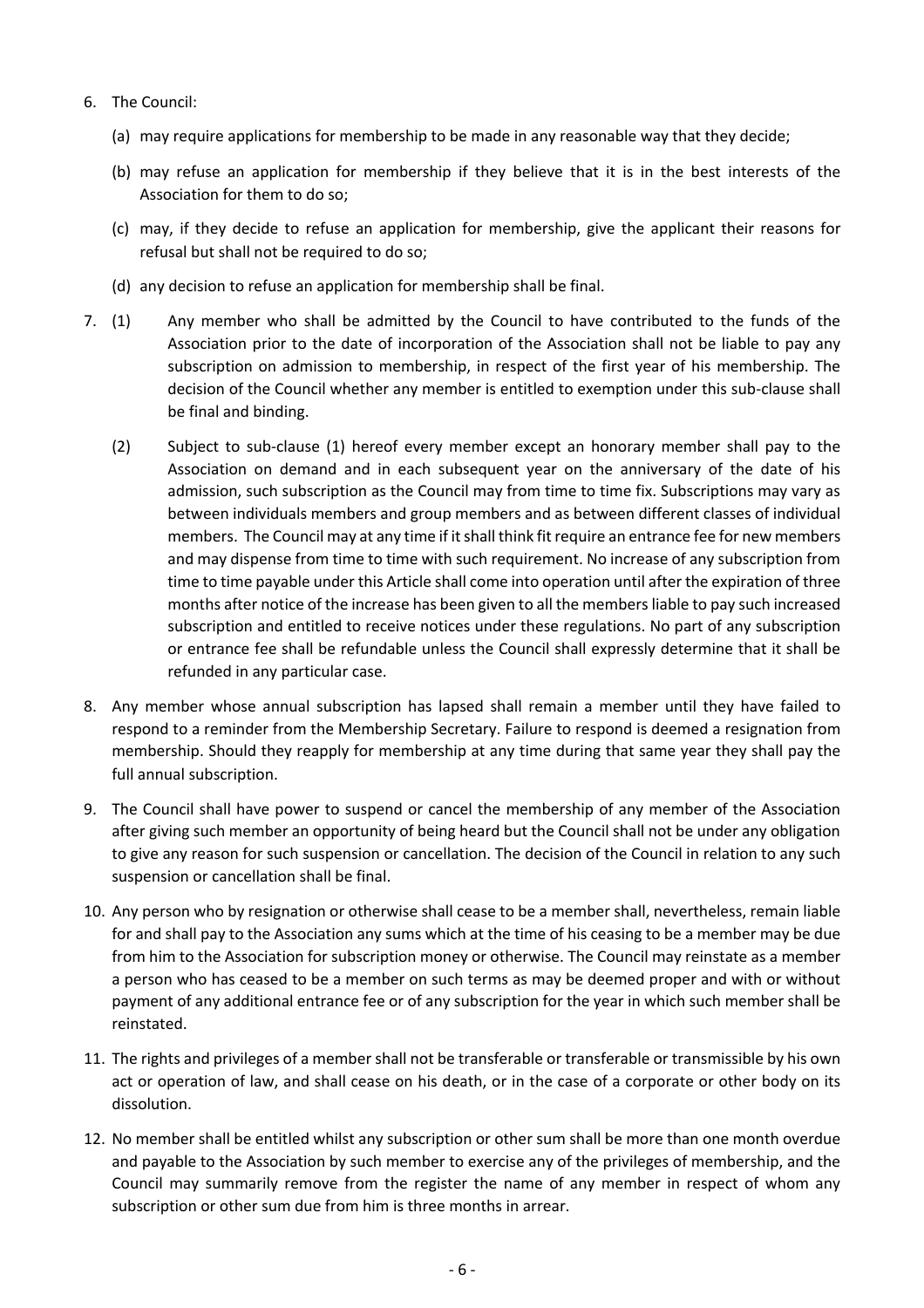6. The Council:

    (a) may require applications for membership to be made in any reasonable way that they decide;

    (b) may refuse an application for membership if they believe that it is in the best interests of the Association for them to do so;

    (c) may, if they decide to refuse an application for membership, give the applicant their reasons for refusal but shall not be required to do so;

    (d) any decision to refuse an application for membership shall be final.

7. (1) Any member who shall be admitted by the Council to have contributed to the funds of the Association prior to the date of incorporation of the Association shall not be liable to pay any subscription on admission to membership, in respect of the first year of his membership. The decision of the Council whether any member is entitled to exemption under this sub-clause shall be final and binding.

    (2) Subject to sub-clause (1) hereof every member except an honorary member shall pay to the Association on demand and in each subsequent year on the anniversary of the date of his admission, such subscription as the Council may from time to time fix. Subscriptions may vary as between individuals members and group members and as between different classes of individual members. The Council may at any time if it shall think fit require an entrance fee for new members and may dispense from time to time with such requirement. No increase of any subscription from time to time payable under this Article shall come into operation until after the expiration of three months after notice of the increase has been given to all the members liable to pay such increased subscription and entitled to receive notices under these regulations. No part of any subscription or entrance fee shall be refundable unless the Council shall expressly determine that it shall be refunded in any particular case.

8. Any member whose annual subscription has lapsed shall remain a member until they have failed to respond to a reminder from the Membership Secretary. Failure to respond is deemed a resignation from membership. Should they reapply for membership at any time during that same year they shall pay the full annual subscription.

9. The Council shall have power to suspend or cancel the membership of any member of the Association after giving such member an opportunity of being heard but the Council shall not be under any obligation to give any reason for such suspension or cancellation. The decision of the Council in relation to any such suspension or cancellation shall be final.

10. Any person who by resignation or otherwise shall cease to be a member shall, nevertheless, remain liable for and shall pay to the Association any sums which at the time of his ceasing to be a member may be due from him to the Association for subscription money or otherwise. The Council may reinstate as a member a person who has ceased to be a member on such terms as may be deemed proper and with or without payment of any additional entrance fee or of any subscription for the year in which such member shall be reinstated.

11. The rights and privileges of a member shall not be transferable or transferable or transmissible by his own act or operation of law, and shall cease on his death, or in the case of a corporate or other body on its dissolution.

12. No member shall be entitled whilst any subscription or other sum shall be more than one month overdue and payable to the Association by such member to exercise any of the privileges of membership, and the Council may summarily remove from the register the name of any member in respect of whom any subscription or other sum due from him is three months in arrear.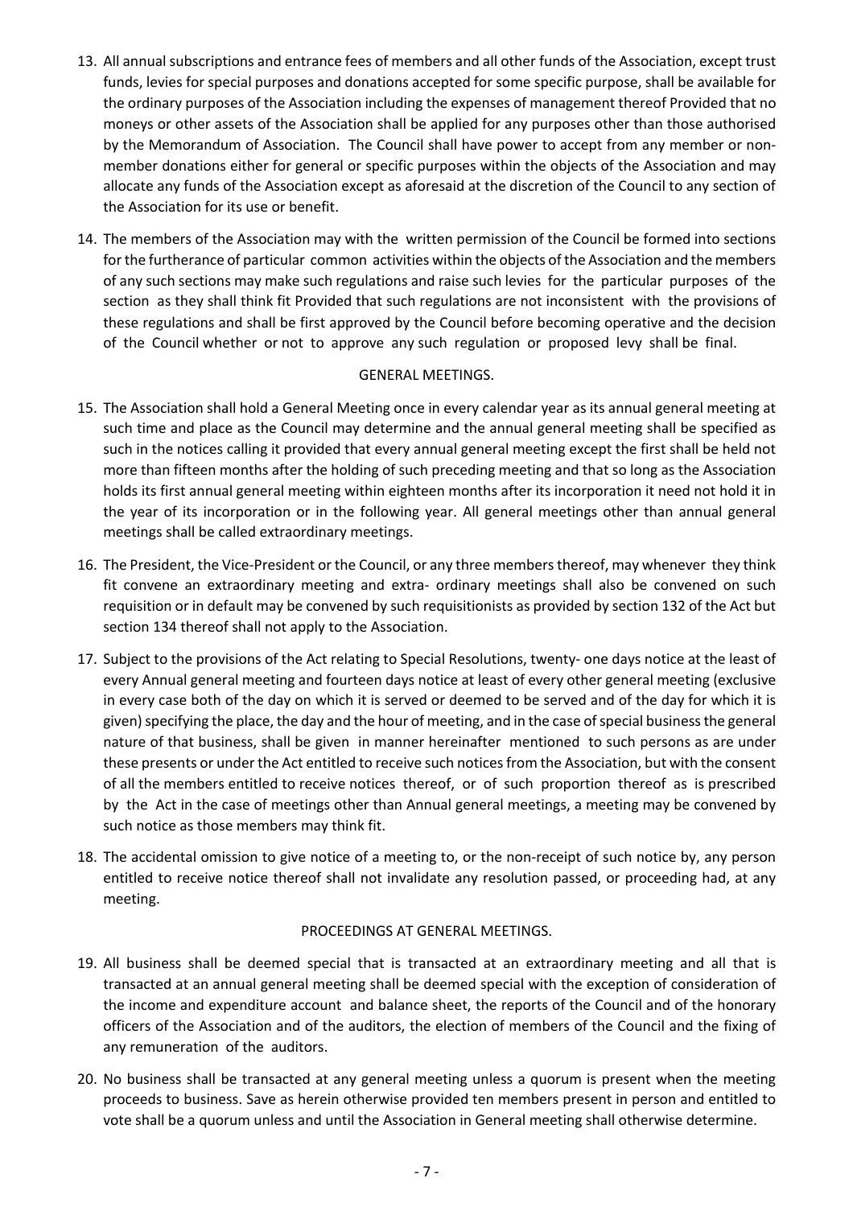13. All annual subscriptions and entrance fees of members and all other funds of the Association, except trust funds, levies for special purposes and donations accepted for some specific purpose, shall be available for the ordinary purposes of the Association including the expenses of management thereof Provided that no moneys or other assets of the Association shall be applied for any purposes other than those authorised by the Memorandum of Association. The Council shall have power to accept from any member or non-member donations either for general or specific purposes within the objects of the Association and may allocate any funds of the Association except as aforesaid at the discretion of the Council to any section of the Association for its use or benefit.

14. The members of the Association may with the written permission of the Council be formed into sections for the furtherance of particular common activities within the objects of the Association and the members of any such sections may make such regulations and raise such levies for the particular purposes of the section as they shall think fit Provided that such regulations are not inconsistent with the provisions of these regulations and shall be first approved by the Council before becoming operative and the decision of the Council whether or not to approve any such regulation or proposed levy shall be final.

## GENERAL MEETINGS.

15. The Association shall hold a General Meeting once in every calendar year as its annual general meeting at such time and place as the Council may determine and the annual general meeting shall be specified as such in the notices calling it provided that every annual general meeting except the first shall be held not more than fifteen months after the holding of such preceding meeting and that so long as the Association holds its first annual general meeting within eighteen months after its incorporation it need not hold it in the year of its incorporation or in the following year. All general meetings other than annual general meetings shall be called extraordinary meetings.

16. The President, the Vice-President or the Council, or any three members thereof, may whenever they think fit convene an extraordinary meeting and extra- ordinary meetings shall also be convened on such requisition or in default may be convened by such requisitionists as provided by section 132 of the Act but section 134 thereof shall not apply to the Association.

17. Subject to the provisions of the Act relating to Special Resolutions, twenty- one days notice at the least of every Annual general meeting and fourteen days notice at least of every other general meeting (exclusive in every case both of the day on which it is served or deemed to be served and of the day for which it is given) specifying the place, the day and the hour of meeting, and in the case of special business the general nature of that business, shall be given in manner hereinafter mentioned to such persons as are under these presents or under the Act entitled to receive such notices from the Association, but with the consent of all the members entitled to receive notices thereof, or of such proportion thereof as is prescribed by the Act in the case of meetings other than Annual general meetings, a meeting may be convened by such notice as those members may think fit.

18. The accidental omission to give notice of a meeting to, or the non-receipt of such notice by, any person entitled to receive notice thereof shall not invalidate any resolution passed, or proceeding had, at any meeting.

## PROCEEDINGS AT GENERAL MEETINGS.

19. All business shall be deemed special that is transacted at an extraordinary meeting and all that is transacted at an annual general meeting shall be deemed special with the exception of consideration of the income and expenditure account and balance sheet, the reports of the Council and of the honorary officers of the Association and of the auditors, the election of members of the Council and the fixing of any remuneration of the auditors.

20. No business shall be transacted at any general meeting unless a quorum is present when the meeting proceeds to business. Save as herein otherwise provided ten members present in person and entitled to vote shall be a quorum unless and until the Association in General meeting shall otherwise determine.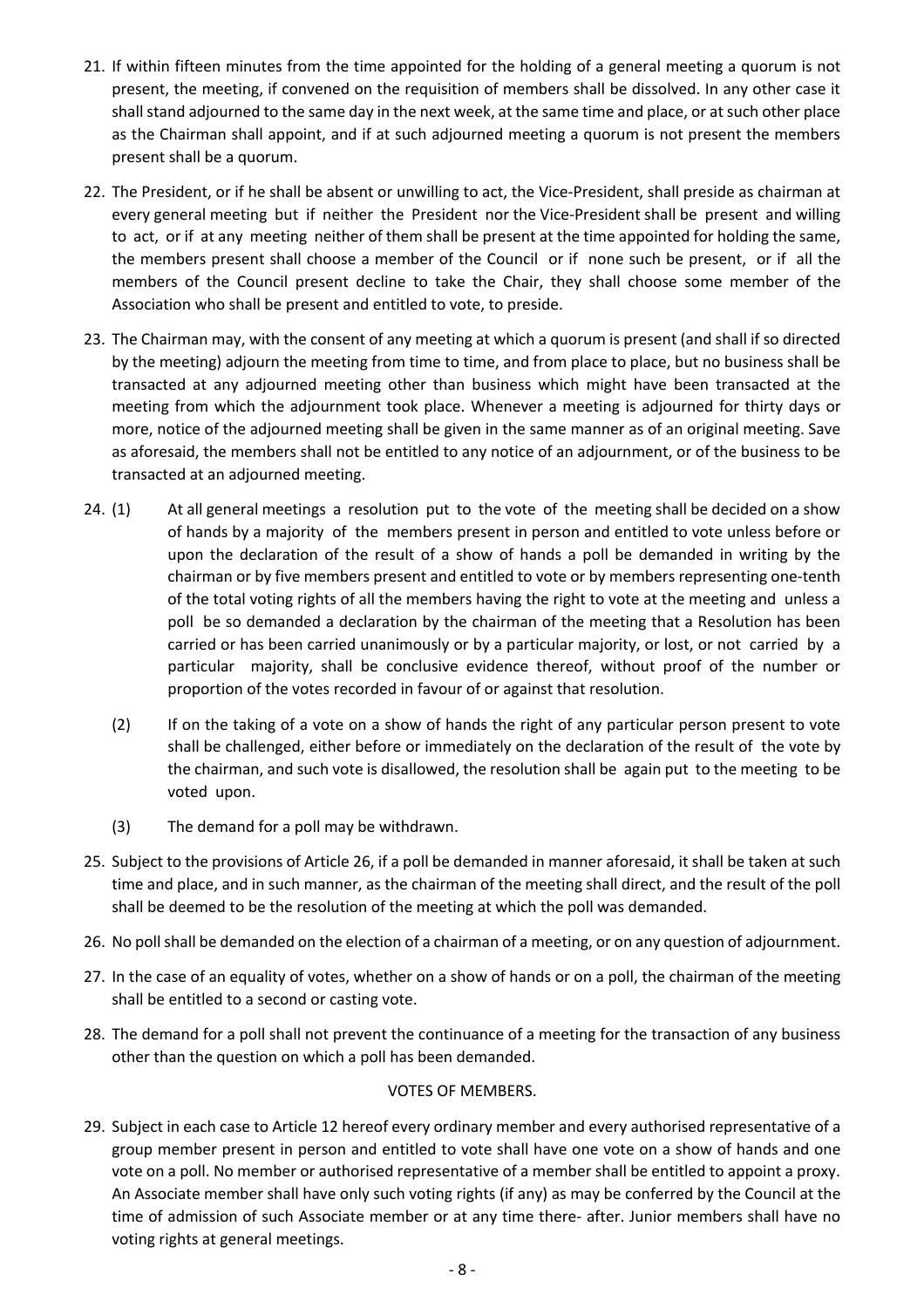21. If within fifteen minutes from the time appointed for the holding of a general meeting a quorum is not present, the meeting, if convened on the requisition of members shall be dissolved. In any other case it shall stand adjourned to the same day in the next week, at the same time and place, or at such other place as the Chairman shall appoint, and if at such adjourned meeting a quorum is not present the members present shall be a quorum.

22. The President, or if he shall be absent or unwilling to act, the Vice-President, shall preside as chairman at every general meeting but if neither the President nor the Vice-President shall be present and willing to act, or if at any meeting neither of them shall be present at the time appointed for holding the same, the members present shall choose a member of the Council or if none such be present, or if all the members of the Council present decline to take the Chair, they shall choose some member of the Association who shall be present and entitled to vote, to preside.

23. The Chairman may, with the consent of any meeting at which a quorum is present (and shall if so directed by the meeting) adjourn the meeting from time to time, and from place to place, but no business shall be transacted at any adjourned meeting other than business which might have been transacted at the meeting from which the adjournment took place. Whenever a meeting is adjourned for thirty days or more, notice of the adjourned meeting shall be given in the same manner as of an original meeting. Save as aforesaid, the members shall not be entitled to any notice of an adjournment, or of the business to be transacted at an adjourned meeting.

24. (1) At all general meetings a resolution put to the vote of the meeting shall be decided on a show of hands by a majority of the members present in person and entitled to vote unless before or upon the declaration of the result of a show of hands a poll be demanded in writing by the chairman or by five members present and entitled to vote or by members representing one-tenth of the total voting rights of all the members having the right to vote at the meeting and unless a poll be so demanded a declaration by the chairman of the meeting that a Resolution has been carried or has been carried unanimously or by a particular majority, or lost, or not carried by a particular majority, shall be conclusive evidence thereof, without proof of the number or proportion of the votes recorded in favour of or against that resolution.

    (2) If on the taking of a vote on a show of hands the right of any particular person present to vote shall be challenged, either before or immediately on the declaration of the result of the vote by the chairman, and such vote is disallowed, the resolution shall be again put to the meeting to be voted upon.

    (3) The demand for a poll may be withdrawn.

25. Subject to the provisions of Article 26, if a poll be demanded in manner aforesaid, it shall be taken at such time and place, and in such manner, as the chairman of the meeting shall direct, and the result of the poll shall be deemed to be the resolution of the meeting at which the poll was demanded.

26. No poll shall be demanded on the election of a chairman of a meeting, or on any question of adjournment.

27. In the case of an equality of votes, whether on a show of hands or on a poll, the chairman of the meeting shall be entitled to a second or casting vote.

28. The demand for a poll shall not prevent the continuance of a meeting for the transaction of any business other than the question on which a poll has been demanded.

## VOTES OF MEMBERS.

29. Subject in each case to Article 12 hereof every ordinary member and every authorised representative of a group member present in person and entitled to vote shall have one vote on a show of hands and one vote on a poll. No member or authorised representative of a member shall be entitled to appoint a proxy. An Associate member shall have only such voting rights (if any) as may be conferred by the Council at the time of admission of such Associate member or at any time there- after. Junior members shall have no voting rights at general meetings.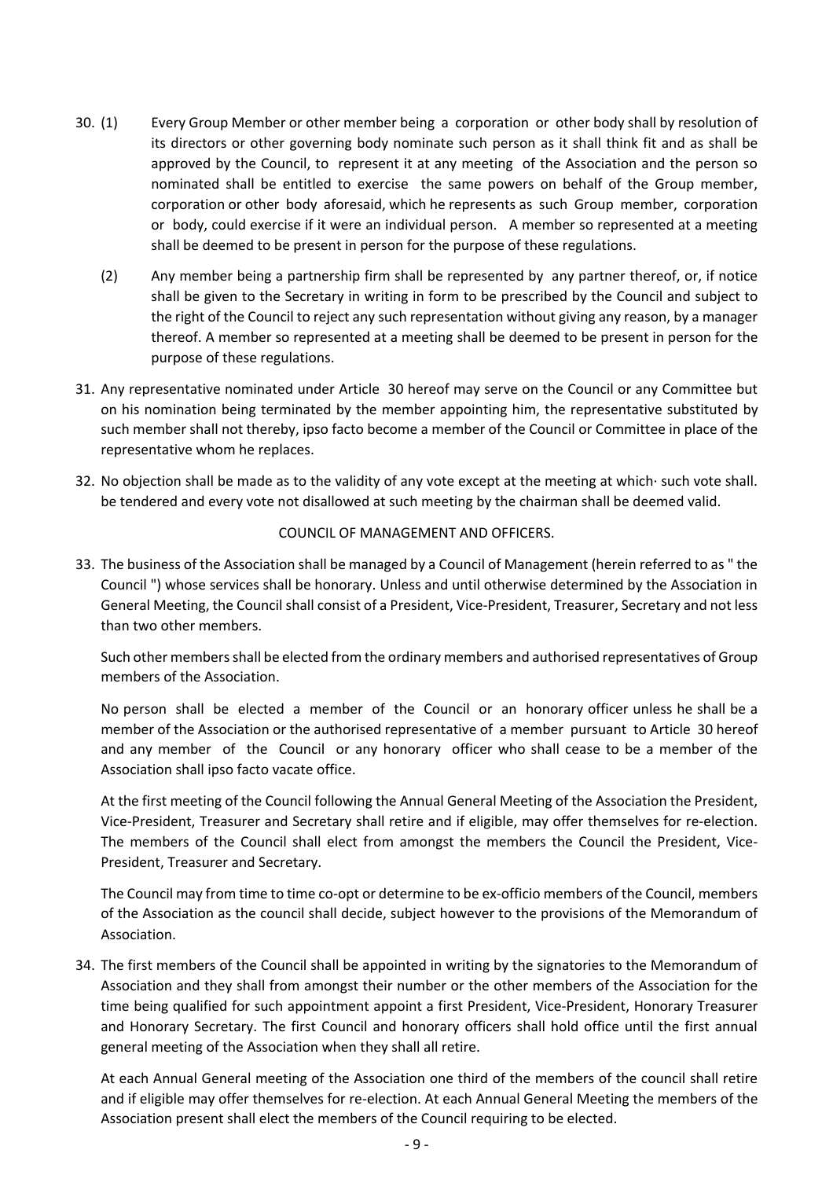30. (1) Every Group Member or other member being a corporation or other body shall by resolution of its directors or other governing body nominate such person as it shall think fit and as shall be approved by the Council, to represent it at any meeting of the Association and the person so nominated shall be entitled to exercise the same powers on behalf of the Group member, corporation or other body aforesaid, which he represents as such Group member, corporation or body, could exercise if it were an individual person. A member so represented at a meeting shall be deemed to be present in person for the purpose of these regulations.

    (2) Any member being a partnership firm shall be represented by any partner thereof, or, if notice shall be given to the Secretary in writing in form to be prescribed by the Council and subject to the right of the Council to reject any such representation without giving any reason, by a manager thereof. A member so represented at a meeting shall be deemed to be present in person for the purpose of these regulations.

31. Any representative nominated under Article 30 hereof may serve on the Council or any Committee but on his nomination being terminated by the member appointing him, the representative substituted by such member shall not thereby, ipso facto become a member of the Council or Committee in place of the representative whom he replaces.

32. No objection shall be made as to the validity of any vote except at the meeting at which· such vote shall. be tendered and every vote not disallowed at such meeting by the chairman shall be deemed valid.

COUNCIL OF MANAGEMENT AND OFFICERS.

33. The business of the Association shall be managed by a Council of Management (herein referred to as " the Council ") whose services shall be honorary. Unless and until otherwise determined by the Association in General Meeting, the Council shall consist of a President, Vice-President, Treasurer, Secretary and not less than two other members.

    Such other members shall be elected from the ordinary members and authorised representatives of Group members of the Association.

    No person shall be elected a member of the Council or an honorary officer unless he shall be a member of the Association or the authorised representative of a member pursuant to Article 30 hereof and any member of the Council or any honorary officer who shall cease to be a member of the Association shall ipso facto vacate office.

    At the first meeting of the Council following the Annual General Meeting of the Association the President, Vice-President, Treasurer and Secretary shall retire and if eligible, may offer themselves for re-election. The members of the Council shall elect from amongst the members the Council the President, Vice-President, Treasurer and Secretary.

    The Council may from time to time co-opt or determine to be ex-officio members of the Council, members of the Association as the council shall decide, subject however to the provisions of the Memorandum of Association.

34. The first members of the Council shall be appointed in writing by the signatories to the Memorandum of Association and they shall from amongst their number or the other members of the Association for the time being qualified for such appointment appoint a first President, Vice-President, Honorary Treasurer and Honorary Secretary. The first Council and honorary officers shall hold office until the first annual general meeting of the Association when they shall all retire.

    At each Annual General meeting of the Association one third of the members of the council shall retire and if eligible may offer themselves for re-election. At each Annual General Meeting the members of the Association present shall elect the members of the Council requiring to be elected.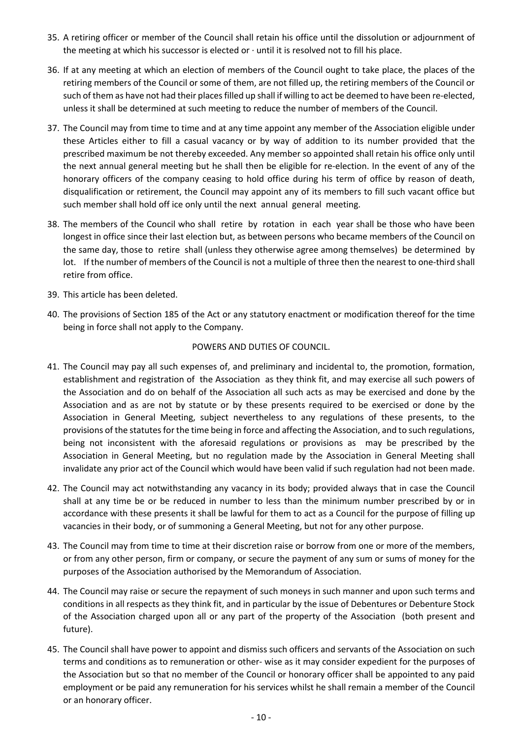35. A retiring officer or member of the Council shall retain his office until the dissolution or adjournment of the meeting at which his successor is elected or · until it is resolved not to fill his place.

36. If at any meeting at which an election of members of the Council ought to take place, the places of the retiring members of the Council or some of them, are not filled up, the retiring members of the Council or such of them as have not had their places filled up shall if willing to act be deemed to have been re-elected, unless it shall be determined at such meeting to reduce the number of members of the Council.

37. The Council may from time to time and at any time appoint any member of the Association eligible under these Articles either to fill a casual vacancy or by way of addition to its number provided that the prescribed maximum be not thereby exceeded. Any member so appointed shall retain his office only until the next annual general meeting but he shall then be eligible for re-election. In the event of any of the honorary officers of the company ceasing to hold office during his term of office by reason of death, disqualification or retirement, the Council may appoint any of its members to fill such vacant office but such member shall hold off ice only until the next annual general meeting.

38. The members of the Council who shall retire by rotation in each year shall be those who have been longest in office since their last election but, as between persons who became members of the Council on the same day, those to retire shall (unless they otherwise agree among themselves) be determined by lot. If the number of members of the Council is not a multiple of three then the nearest to one-third shall retire from office.

39. This article has been deleted.

40. The provisions of Section 185 of the Act or any statutory enactment or modification thereof for the time being in force shall not apply to the Company.

## POWERS AND DUTIES OF COUNCIL.

41. The Council may pay all such expenses of, and preliminary and incidental to, the promotion, formation, establishment and registration of the Association as they think fit, and may exercise all such powers of the Association and do on behalf of the Association all such acts as may be exercised and done by the Association and as are not by statute or by these presents required to be exercised or done by the Association in General Meeting, subject nevertheless to any regulations of these presents, to the provisions of the statutes for the time being in force and affecting the Association, and to such regulations, being not inconsistent with the aforesaid regulations or provisions as may be prescribed by the Association in General Meeting, but no regulation made by the Association in General Meeting shall invalidate any prior act of the Council which would have been valid if such regulation had not been made.

42. The Council may act notwithstanding any vacancy in its body; provided always that in case the Council shall at any time be or be reduced in number to less than the minimum number prescribed by or in accordance with these presents it shall be lawful for them to act as a Council for the purpose of filling up vacancies in their body, or of summoning a General Meeting, but not for any other purpose.

43. The Council may from time to time at their discretion raise or borrow from one or more of the members, or from any other person, firm or company, or secure the payment of any sum or sums of money for the purposes of the Association authorised by the Memorandum of Association.

44. The Council may raise or secure the repayment of such moneys in such manner and upon such terms and conditions in all respects as they think fit, and in particular by the issue of Debentures or Debenture Stock of the Association charged upon all or any part of the property of the Association (both present and future).

45. The Council shall have power to appoint and dismiss such officers and servants of the Association on such terms and conditions as to remuneration or other- wise as it may consider expedient for the purposes of the Association but so that no member of the Council or honorary officer shall be appointed to any paid employment or be paid any remuneration for his services whilst he shall remain a member of the Council or an honorary officer.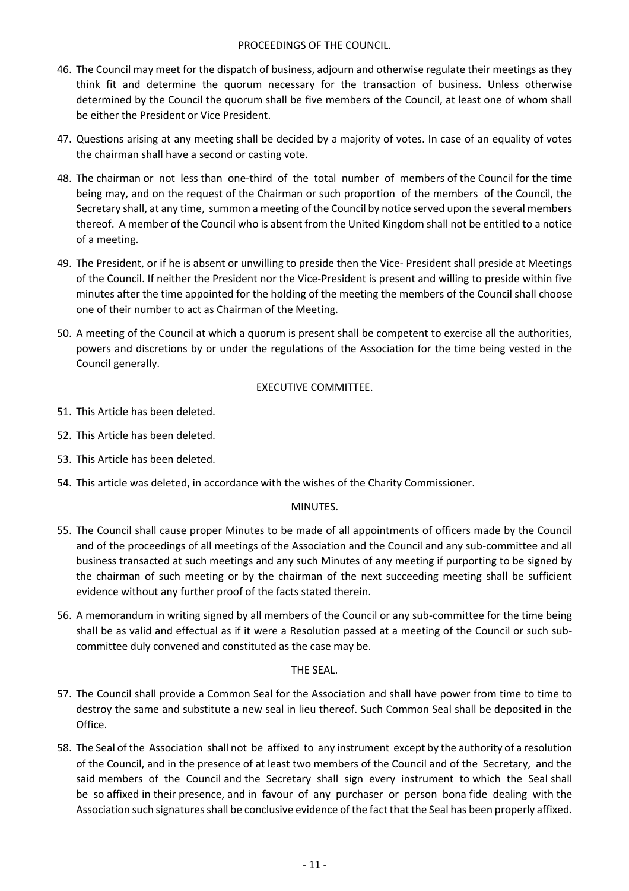## PROCEEDINGS OF THE COUNCIL.

46. The Council may meet for the dispatch of business, adjourn and otherwise regulate their meetings as they think fit and determine the quorum necessary for the transaction of business. Unless otherwise determined by the Council the quorum shall be five members of the Council, at least one of whom shall be either the President or Vice President.

47. Questions arising at any meeting shall be decided by a majority of votes. In case of an equality of votes the chairman shall have a second or casting vote.

48. The chairman or not less than one-third of the total number of members of the Council for the time being may, and on the request of the Chairman or such proportion of the members of the Council, the Secretary shall, at any time, summon a meeting of the Council by notice served upon the several members thereof. A member of the Council who is absent from the United Kingdom shall not be entitled to a notice of a meeting.

49. The President, or if he is absent or unwilling to preside then the Vice- President shall preside at Meetings of the Council. If neither the President nor the Vice-President is present and willing to preside within five minutes after the time appointed for the holding of the meeting the members of the Council shall choose one of their number to act as Chairman of the Meeting.

50. A meeting of the Council at which a quorum is present shall be competent to exercise all the authorities, powers and discretions by or under the regulations of the Association for the time being vested in the Council generally.

## EXECUTIVE COMMITTEE.

51. This Article has been deleted.

52. This Article has been deleted.

53. This Article has been deleted.

54. This article was deleted, in accordance with the wishes of the Charity Commissioner.

## MINUTES.

55. The Council shall cause proper Minutes to be made of all appointments of officers made by the Council and of the proceedings of all meetings of the Association and the Council and any sub-committee and all business transacted at such meetings and any such Minutes of any meeting if purporting to be signed by the chairman of such meeting or by the chairman of the next succeeding meeting shall be sufficient evidence without any further proof of the facts stated therein.

56. A memorandum in writing signed by all members of the Council or any sub-committee for the time being shall be as valid and effectual as if it were a Resolution passed at a meeting of the Council or such sub-committee duly convened and constituted as the case may be.

## THE SEAL.

57. The Council shall provide a Common Seal for the Association and shall have power from time to time to destroy the same and substitute a new seal in lieu thereof. Such Common Seal shall be deposited in the Office.

58. The Seal of the Association shall not be affixed to any instrument except by the authority of a resolution of the Council, and in the presence of at least two members of the Council and of the Secretary, and the said members of the Council and the Secretary shall sign every instrument to which the Seal shall be so affixed in their presence, and in favour of any purchaser or person bona fide dealing with the Association such signatures shall be conclusive evidence of the fact that the Seal has been properly affixed.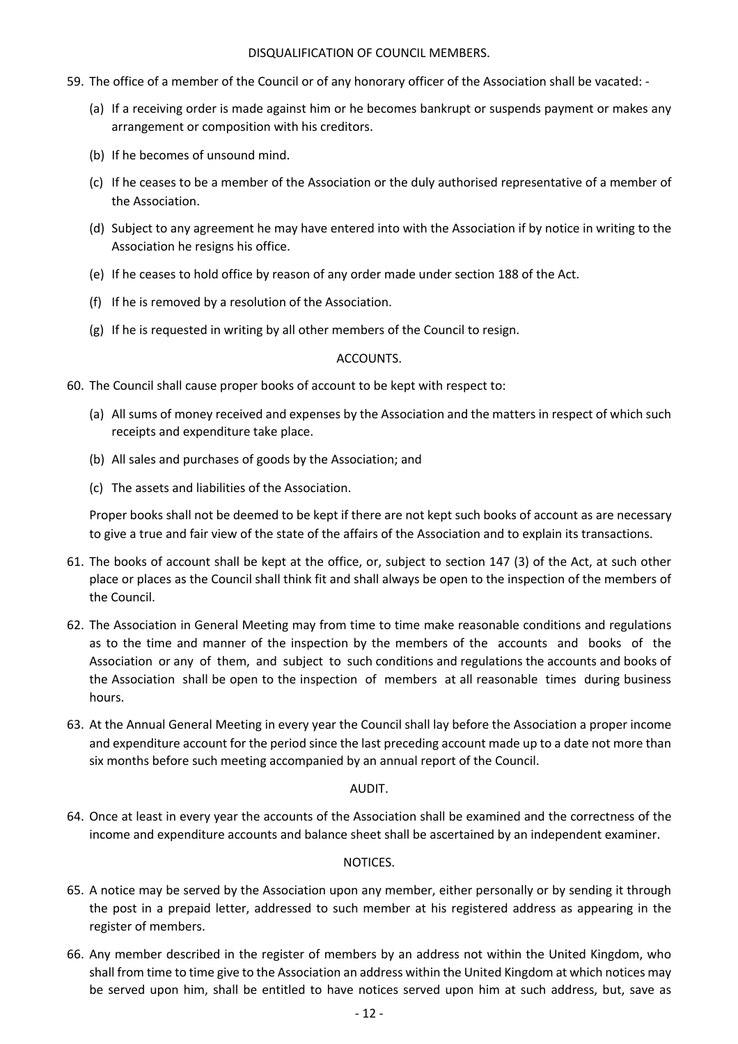## DISQUALIFICATION OF COUNCIL MEMBERS.

59. The office of a member of the Council or of any honorary officer of the Association shall be vacated: -

    (a) If a receiving order is made against him or he becomes bankrupt or suspends payment or makes any arrangement or composition with his creditors.

    (b) If he becomes of unsound mind.

    (c) If he ceases to be a member of the Association or the duly authorised representative of a member of the Association.

    (d) Subject to any agreement he may have entered into with the Association if by notice in writing to the Association he resigns his office.

    (e) If he ceases to hold office by reason of any order made under section 188 of the Act.

    (f) If he is removed by a resolution of the Association.

    (g) If he is requested in writing by all other members of the Council to resign.

## ACCOUNTS.

60. The Council shall cause proper books of account to be kept with respect to:

    (a) All sums of money received and expenses by the Association and the matters in respect of which such receipts and expenditure take place.

    (b) All sales and purchases of goods by the Association; and

    (c) The assets and liabilities of the Association.

    Proper books shall not be deemed to be kept if there are not kept such books of account as are necessary to give a true and fair view of the state of the affairs of the Association and to explain its transactions.

61. The books of account shall be kept at the office, or, subject to section 147 (3) of the Act, at such other place or places as the Council shall think fit and shall always be open to the inspection of the members of the Council.

62. The Association in General Meeting may from time to time make reasonable conditions and regulations as to the time and manner of the inspection by the members of the accounts and books of the Association or any of them, and subject to such conditions and regulations the accounts and books of the Association shall be open to the inspection of members at all reasonable times during business hours.

63. At the Annual General Meeting in every year the Council shall lay before the Association a proper income and expenditure account for the period since the last preceding account made up to a date not more than six months before such meeting accompanied by an annual report of the Council.

## AUDIT.

64. Once at least in every year the accounts of the Association shall be examined and the correctness of the income and expenditure accounts and balance sheet shall be ascertained by an independent examiner.

## NOTICES.

65. A notice may be served by the Association upon any member, either personally or by sending it through the post in a prepaid letter, addressed to such member at his registered address as appearing in the register of members.

66. Any member described in the register of members by an address not within the United Kingdom, who shall from time to time give to the Association an address within the United Kingdom at which notices may be served upon him, shall be entitled to have notices served upon him at such address, but, save as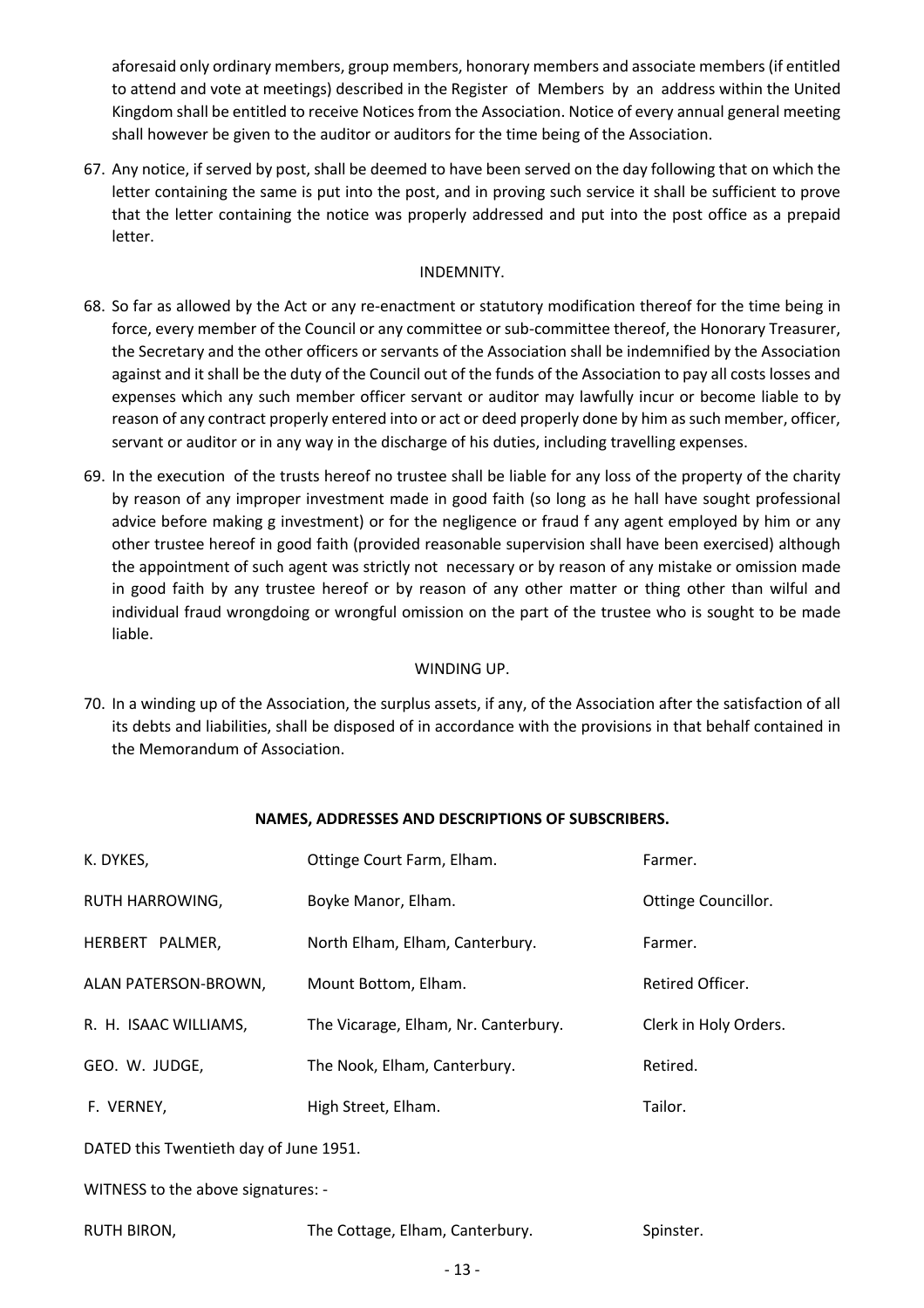aforesaid only ordinary members, group members, honorary members and associate members (if entitled to attend and vote at meetings) described in the Register of Members by an address within the United Kingdom shall be entitled to receive Notices from the Association. Notice of every annual general meeting shall however be given to the auditor or auditors for the time being of the Association.

67. Any notice, if served by post, shall be deemed to have been served on the day following that on which the letter containing the same is put into the post, and in proving such service it shall be sufficient to prove that the letter containing the notice was properly addressed and put into the post office as a prepaid letter.

INDEMNITY.

68. So far as allowed by the Act or any re-enactment or statutory modification thereof for the time being in force, every member of the Council or any committee or sub-committee thereof, the Honorary Treasurer, the Secretary and the other officers or servants of the Association shall be indemnified by the Association against and it shall be the duty of the Council out of the funds of the Association to pay all costs losses and expenses which any such member officer servant or auditor may lawfully incur or become liable to by reason of any contract properly entered into or act or deed properly done by him as such member, officer, servant or auditor or in any way in the discharge of his duties, including travelling expenses.

69. In the execution of the trusts hereof no trustee shall be liable for any loss of the property of the charity by reason of any improper investment made in good faith (so long as he hall have sought professional advice before making g investment) or for the negligence or fraud f any agent employed by him or any other trustee hereof in good faith (provided reasonable supervision shall have been exercised) although the appointment of such agent was strictly not necessary or by reason of any mistake or omission made in good faith by any trustee hereof or by reason of any other matter or thing other than wilful and individual fraud wrongdoing or wrongful omission on the part of the trustee who is sought to be made liable.

WINDING UP.

70. In a winding up of the Association, the surplus assets, if any, of the Association after the satisfaction of all its debts and liabilities, shall be disposed of in accordance with the provisions in that behalf contained in the Memorandum of Association.

**NAMES, ADDRESSES AND DESCRIPTIONS OF SUBSCRIBERS.**

| | | |
|---|---|---|
| K. DYKES, | Ottinge Court Farm, Elham. | Farmer. |
| RUTH HARROWING, | Boyke Manor, Elham. | Ottinge Councillor. |
| HERBERT PALMER, | North Elham, Elham, Canterbury. | Farmer. |
| ALAN PATERSON-BROWN, | Mount Bottom, Elham. | Retired Officer. |
| R. H. ISAAC WILLIAMS, | The Vicarage, Elham, Nr. Canterbury. | Clerk in Holy Orders. |
| GEO. W. JUDGE, | The Nook, Elham, Canterbury. | Retired. |
| F. VERNEY, | High Street, Elham. | Tailor. |

DATED this Twentieth day of June 1951.

WITNESS to the above signatures: -

| | | |
|---|---|---|
| RUTH BIRON, | The Cottage, Elham, Canterbury. | Spinster. |